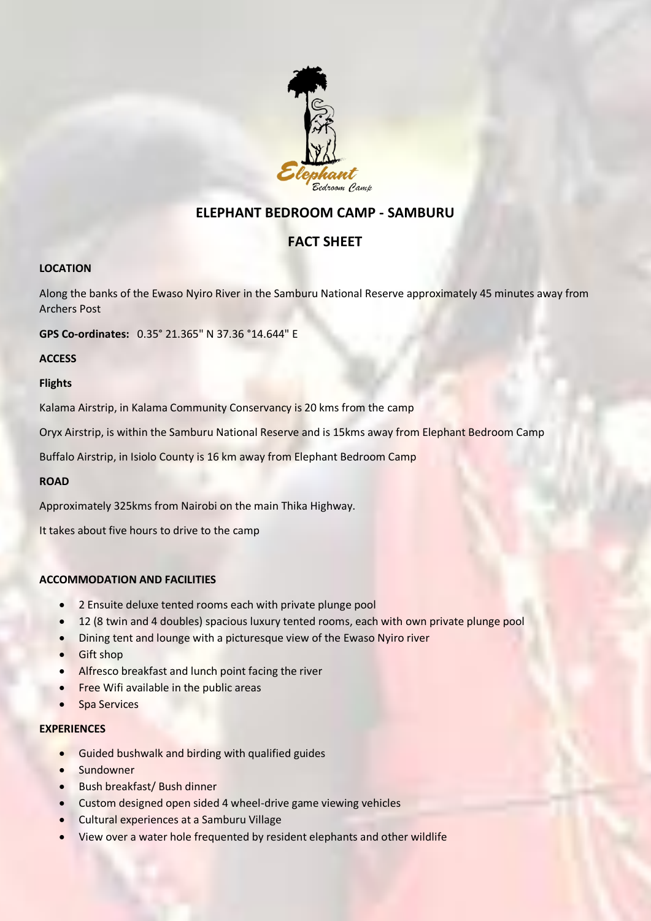# ELEPHANT BEDROOM CAMP - SAMBURU

## FACT SHEET

**LOCATION**

Along the banks of the Ewaso Nyiro River in the Samburu National Reserve approximately 45 minutes away from Archers Post

**GPS Co-ordinates:** 0.35° 21.365" N 37.36 °14.644" E

**ACCESS**

**Flights**

Kalama Airstrip, in Kalama Community Conservancy is 20 kms from the camp

Oryx Airstrip, is within the Samburu National Reserve and is 15kms away from Elephant Bedroom Camp

Buffalo Airstrip, in Isiolo County is 16 km away from Elephant Bedroom Camp

**ROAD**

Approximately 325kms from Nairobi on the main Thika Highway.

It takes about five hours to drive to the camp

**ACCOMMODATION AND FACILITIES**

- 2 Ensuite deluxe tented rooms each with private plunge pool
- 12 (8 twin and 4 doubles) spacious luxury tented rooms, each with own private plunge pool
- Dining tent and lounge with a picturesque view of the Ewaso Nyiro river
- Gift shop
- Alfresco breakfast and lunch point facing the river
- Free Wifi available in the public areas
- Spa Services

**EXPERIENCES**

- Guided bushwalk and birding with qualified guides
- Sundowner
- Bush breakfast/ Bush dinner
- Custom designed open sided 4 wheel-drive game viewing vehicles
- Cultural experiences at a Samburu Village
- View over a water hole frequented by resident elephants and other wildlife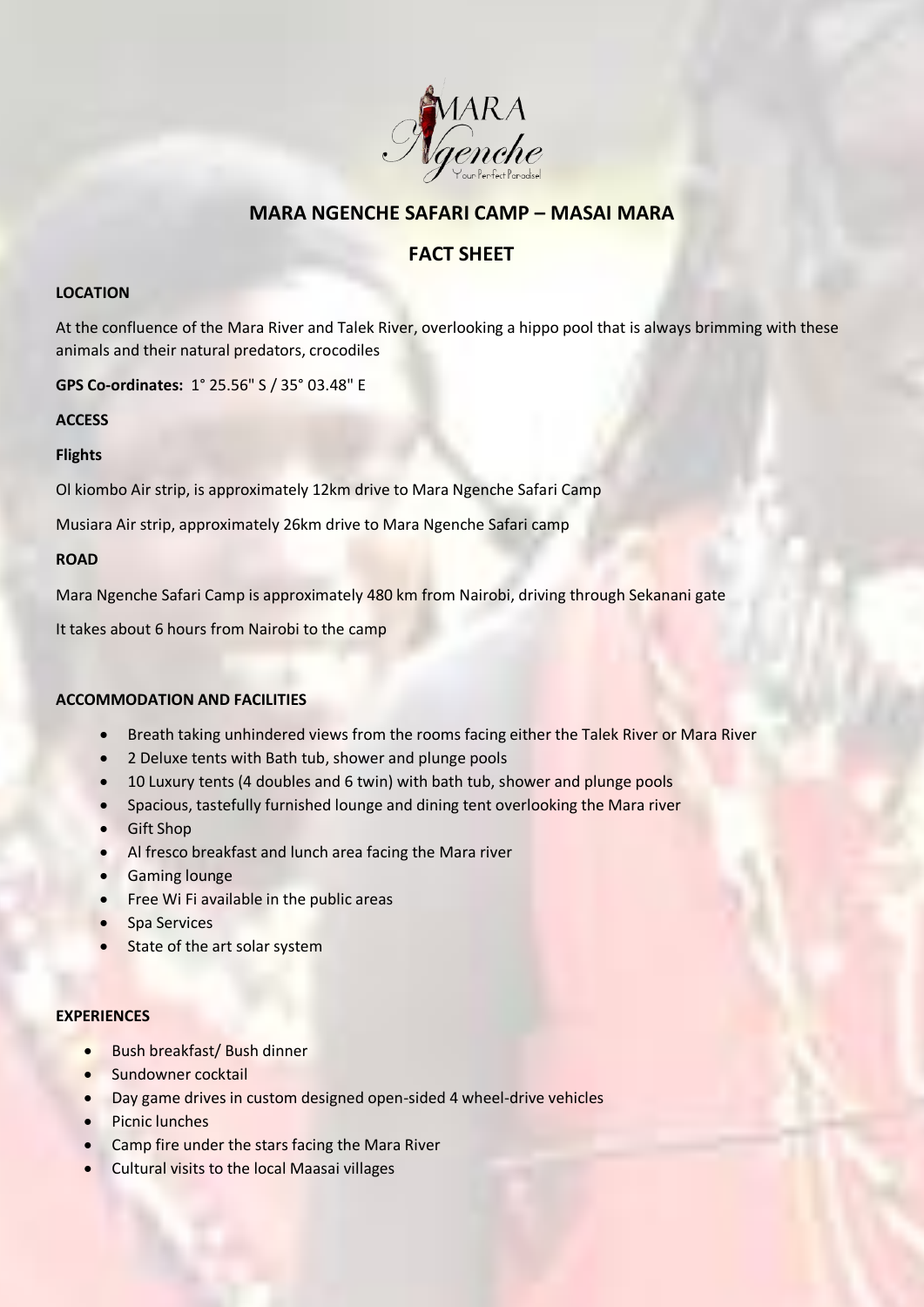# MARA NGENCHE SAFARI CAMP – MASAI MARA

## FACT SHEET

**LOCATION**

At the confluence of the Mara River and Talek River, overlooking a hippo pool that is always brimming with these animals and their natural predators, crocodiles

**GPS Co-ordinates:** 1° 25.56" S / 35° 03.48" E

**ACCESS**

**Flights**

Ol kiombo Air strip, is approximately 12km drive to Mara Ngenche Safari Camp

Musiara Air strip, approximately 26km drive to Mara Ngenche Safari camp

**ROAD**

Mara Ngenche Safari Camp is approximately 480 km from Nairobi, driving through Sekanani gate

It takes about 6 hours from Nairobi to the camp

**ACCOMMODATION AND FACILITIES**

- Breath taking unhindered views from the rooms facing either the Talek River or Mara River
- 2 Deluxe tents with Bath tub, shower and plunge pools
- 10 Luxury tents (4 doubles and 6 twin) with bath tub, shower and plunge pools
- Spacious, tastefully furnished lounge and dining tent overlooking the Mara river
- Gift Shop
- Al fresco breakfast and lunch area facing the Mara river
- Gaming lounge
- Free Wi Fi available in the public areas
- Spa Services
- State of the art solar system

**EXPERIENCES**

- Bush breakfast/ Bush dinner
- Sundowner cocktail
- Day game drives in custom designed open-sided 4 wheel-drive vehicles
- Picnic lunches
- Camp fire under the stars facing the Mara River
- Cultural visits to the local Maasai villages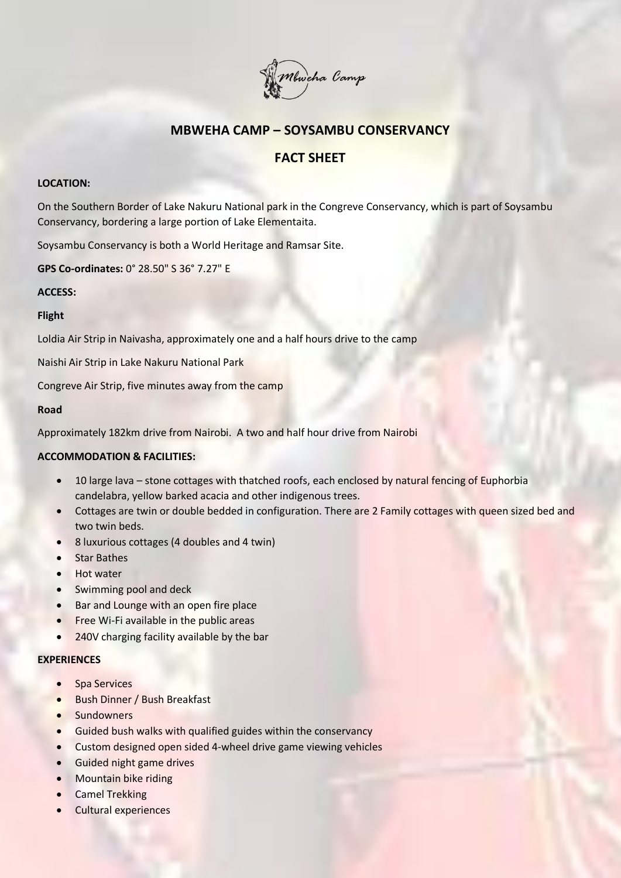Mbweha Camp

## MBWEHA CAMP – SOYSAMBU CONSERVANCY

## FACT SHEET

**LOCATION:**

On the Southern Border of Lake Nakuru National park in the Congreve Conservancy, which is part of Soysambu Conservancy, bordering a large portion of Lake Elementaita.

Soysambu Conservancy is both a World Heritage and Ramsar Site.

**GPS Co-ordinates:** 0° 28.50" S 36° 7.27" E

**ACCESS:**

**Flight**

Loldia Air Strip in Naivasha, approximately one and a half hours drive to the camp

Naishi Air Strip in Lake Nakuru National Park

Congreve Air Strip, five minutes away from the camp

**Road**

Approximately 182km drive from Nairobi. A two and half hour drive from Nairobi

**ACCOMMODATION & FACILITIES:**

- 10 large lava – stone cottages with thatched roofs, each enclosed by natural fencing of Euphorbia candelabra, yellow barked acacia and other indigenous trees.
- Cottages are twin or double bedded in configuration. There are 2 Family cottages with queen sized bed and two twin beds.
- 8 luxurious cottages (4 doubles and 4 twin)
- Star Bathes
- Hot water
- Swimming pool and deck
- Bar and Lounge with an open fire place
- Free Wi-Fi available in the public areas
- 240V charging facility available by the bar

**EXPERIENCES**

- Spa Services
- Bush Dinner / Bush Breakfast
- Sundowners
- Guided bush walks with qualified guides within the conservancy
- Custom designed open sided 4-wheel drive game viewing vehicles
- Guided night game drives
- Mountain bike riding
- Camel Trekking
- Cultural experiences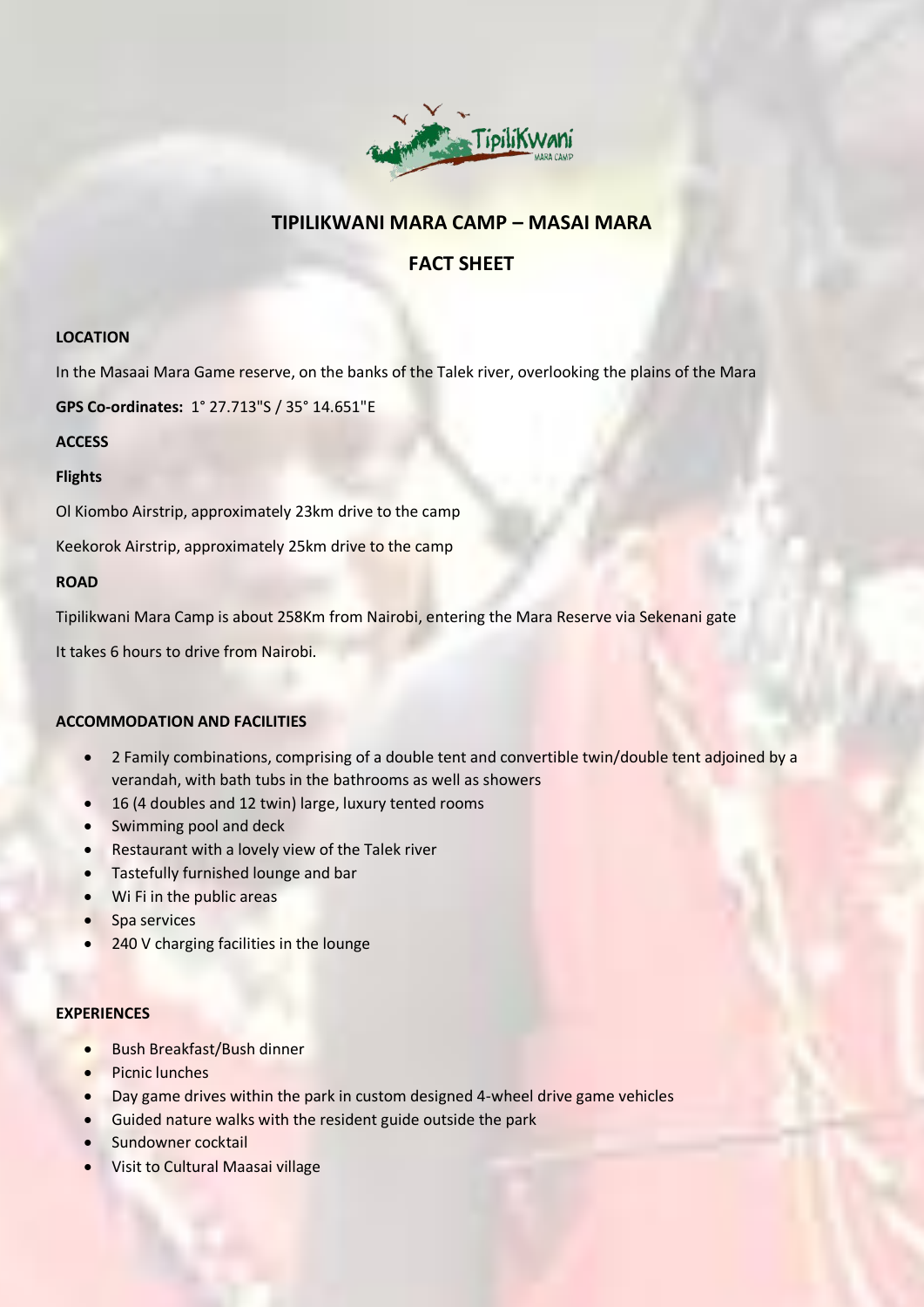# TIPILIKWANI MARA CAMP – MASAI MARA

## FACT SHEET

**LOCATION**

In the Masaai Mara Game reserve, on the banks of the Talek river, overlooking the plains of the Mara

**GPS Co-ordinates:** 1° 27.713"S / 35° 14.651"E

**ACCESS**

**Flights**

Ol Kiombo Airstrip, approximately 23km drive to the camp

Keekorok Airstrip, approximately 25km drive to the camp

**ROAD**

Tipilikwani Mara Camp is about 258Km from Nairobi, entering the Mara Reserve via Sekenani gate

It takes 6 hours to drive from Nairobi.

**ACCOMMODATION AND FACILITIES**

- 2 Family combinations, comprising of a double tent and convertible twin/double tent adjoined by a verandah, with bath tubs in the bathrooms as well as showers
- 16 (4 doubles and 12 twin) large, luxury tented rooms
- Swimming pool and deck
- Restaurant with a lovely view of the Talek river
- Tastefully furnished lounge and bar
- Wi Fi in the public areas
- Spa services
- 240 V charging facilities in the lounge

**EXPERIENCES**

- Bush Breakfast/Bush dinner
- Picnic lunches
- Day game drives within the park in custom designed 4-wheel drive game vehicles
- Guided nature walks with the resident guide outside the park
- Sundowner cocktail
- Visit to Cultural Maasai village